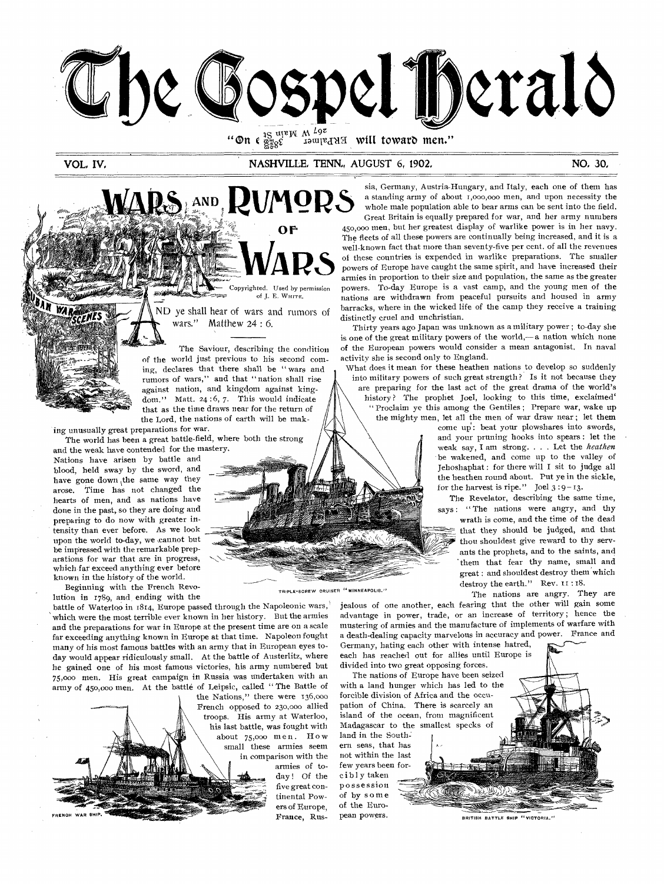# The Gospel Herald

"On earth peace, good will toward men."

VOL. IV. NASHVILLE, TENN., AUGUST 6, 1902. NO. 30.

## WARS AND RUMORS OF WARS

Copyrighted. Used by permission of J. E. White.

"AND ye shall hear of wars and rumors of wars." Matthew 24 : 6.

The Saviour, describing the condition of the world just previous to his second coming, declares that there shall be "wars and rumors of wars," and that "nation shall rise against nation, and kingdom against kingdom." Matt. 24 :6, 7. This would indicate that as the time draws near for the return of the Lord, the nations of earth will be making unusually great preparations for war.

The world has been a great battle-field, where both the strong and the weak have contended for the mastery. Nations have arisen by battle and blood, held sway by the sword, and have gone down the same way they arose. Time has not changed the hearts of men, and as nations have done in the past, so they are doing and preparing to do now with greater intensity than ever before. As we look upon the world to-day, we cannot but be impressed with the remarkable preparations for war that are in progress, which far exceed anything ever before known in the history of the world.

TRIPLE-SCREW CRUISER "MINNEAPOLIS."

Beginning with the French Revolution in 1789, and ending with the battle of Waterloo in 1814, Europe passed through the Napoleonic wars, which were the most terrible ever known in her history. But the armies and the preparations for war in Europe at the present time are on a scale far exceeding anything known in Europe at that time. Napoleon fought many of his most famous battles with an army that in European eyes to-day would appear ridiculously small. At the battle of Austerlitz, where he gained one of his most famous victories, his army numbered but 75,000 men. His great campaign in Russia was undertaken with an army of 450,000 men. At the battle of Leipsic, called "The Battle of the Nations," there were 136,000 French opposed to 230,000 allied troops. His army at Waterloo, his last battle, was fought with about 75,000 men. How small these armies seem in comparison with the armies of to-day! Of the five great continental Powers of Europe, France, Russia, Germany, Austria-Hungary, and Italy, each one of them has a standing army of about 1,000,000 men, and upon necessity the whole male population able to bear arms can be sent into the field. Great Britain is equally prepared for war, and her army numbers 450,000 men, but her greatest display of warlike power is in her navy. The fleets of all these powers are continually being increased, and it is a well-known fact that more than seventy-five per cent. of all the revenues of these countries is expended in warlike preparations. The smaller powers of Europe have caught the same spirit, and have increased their armies in proportion to their size and population, the same as the greater powers. To-day Europe is a vast camp, and the young men of the nations are withdrawn from peaceful pursuits and housed in army barracks, where in the wicked life of the camp they receive a training distinctly cruel and unchristian.

FRENCH WAR SHIP.

Thirty years ago Japan was unknown as a military power; to-day she is one of the great military powers of the world,—a nation which none of the European powers would consider a mean antagonist. In naval activity she is second only to England.

What does it mean for these heathen nations to develop so suddenly into military powers of such great strength? Is it not because they are preparing for the last act of the great drama of the world's history? The prophet Joel, looking to this time, exclaimed "Proclaim ye this among the Gentiles; Prepare war, wake up the mighty men, let all the men of war draw near; let them come up: beat your plowshares into swords, and your pruning hooks into spears: let the weak say, I am strong. . . . Let the *heathen* be wakened, and come up to the valley of Jehoshaphat: for there will I sit to judge all the heathen round about. Put ye in the sickle, for the harvest is ripe." Joel 3 : 9–13.

The Revelator, describing the same time, says: "The nations were angry, and thy wrath is come, and the time of the dead that they should be judged, and that thou shouldest give reward to thy servants the prophets, and to the saints, and them that fear thy name, small and great: and shouldest destroy them which destroy the earth." Rev. 11 : 18.

The nations are angry. They are jealous of one another, each fearing that the other will gain some advantage in power, trade, or an increase of territory; hence the mustering of armies and the manufacture of implements of warfare with a death-dealing capacity marvelous in accuracy and power. France and Germany, hating each other with intense hatred, each has reached out for allies until Europe is divided into two great opposing forces.

The nations of Europe have been seized with a land hunger which has led to the forcible division of Africa and the occupation of China. There is scarcely an island of the ocean, from magnificent Madagascar to the smallest specks of land in the Southern seas, that has not within the last few years been forcibly taken possession of by some of the European powers.

BRITISH BATTLE SHIP "VICTORIA."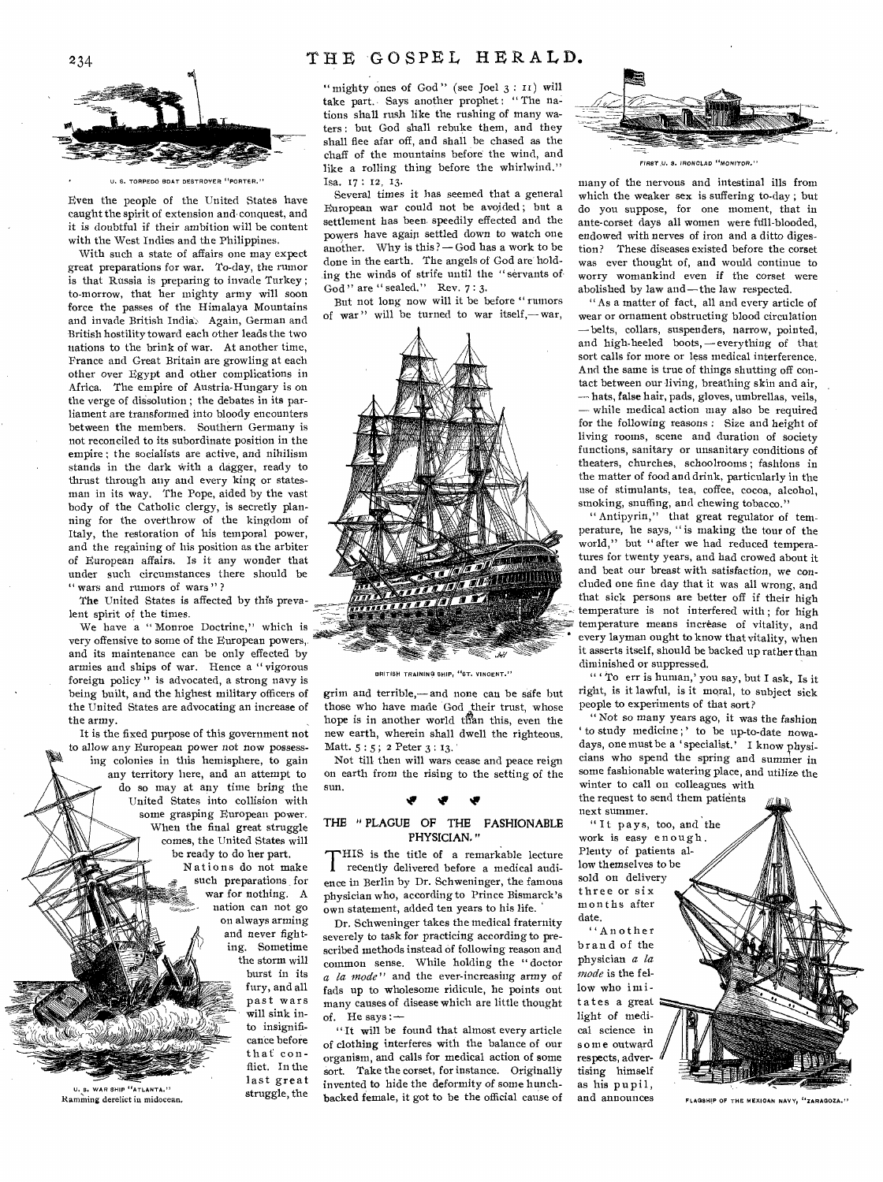U. S. TORPEDO BOAT DESTROYER "PORTER."

Even the people of the United States have caught the spirit of extension and conquest, and it is doubtful if their ambition will be content with the West Indies and the Philippines.

With such a state of affairs one may expect great preparations for war. To-day, the rumor is that Russia is preparing to invade Turkey; to-morrow, that her mighty army will soon force the passes of the Himalaya Mountains and invade British India. Again, German and British hostility toward each other leads the two nations to the brink of war. At another time, France and Great Britain are growling at each other over Egypt and other complications in Africa. The empire of Austria-Hungary is on the verge of dissolution; the debates in its parliament are transformed into bloody encounters between the members. Southern Germany is not reconciled to its subordinate position in the empire; the socialists are active, and nihilism stands in the dark with a dagger, ready to thrust through any and every king or statesman in its way. The Pope, aided by the vast body of the Catholic clergy, is secretly planning for the overthrow of the kingdom of Italy, the restoration of his temporal power, and the regaining of his position as the arbiter of European affairs. Is it any wonder that under such circumstances there should be "wars and rumors of wars"?

The United States is affected by this prevalent spirit of the times.

We have a "Monroe Doctrine," which is very offensive to some of the European powers, and its maintenance can be only effected by armies and ships of war. Hence a "vigorous foreign policy" is advocated, a strong navy is being built, and the highest military officers of the United States are advocating an increase of the army.

It is the fixed purpose of this government not to allow any European power not now possessing colonies in this hemisphere, to gain any territory here, and an attempt to do so may at any time bring the United States into collision with some grasping European power. When the final great struggle comes, the United States will be ready to do her part. Nations do not make such preparations for war for nothing. A nation can not go on always arming and never fighting. Sometime the storm will burst in its fury, and all past wars will sink into insignificance before that conflict. In the last great struggle, the "mighty ones of God" (see Joel 3 : 11) will take part. Says another prophet: "The nations shall rush like the rushing of many waters: but God shall rebuke them, and they shall flee afar off, and shall be chased as the chaff of the mountains before the wind, and like a rolling thing before the whirlwind." Isa. 17 : 12, 13.

U. S. WAR SHIP "ATLANTA."
Ramming derelict in midocean.

Several times it has seemed that a general European war could not be avoided; but a settlement has been speedily effected and the powers have again settled down to watch one another. Why is this? — God has a work to be done in the earth. The angels of God are holding the winds of strife until the "servants of God" are "sealed." Rev. 7 : 3.

But not long now will it be before "rumors of war" will be turned to war itself,— war, grim and terrible,— and none can be safe but those who have made God their trust, whose hope is in another world than this, even the new earth, wherein shall dwell the righteous. Matt. 5 : 5; 2 Peter 3 : 13.

BRITISH TRAINING SHIP, "ST. VINCENT."

Not till then will wars cease and peace reign on earth from the rising to the setting of the sun.

## THE "PLAGUE OF THE FASHIONABLE PHYSICIAN."

THIS is the title of a remarkable lecture recently delivered before a medical audience in Berlin by Dr. Schweninger, the famous physician who, according to Prince Bismarck's own statement, added ten years to his life.

Dr. Schweninger takes the medical fraternity severely to task for practicing according to prescribed methods instead of following reason and common sense. While holding the "doctor *a la mode*" and the ever-increasing army of fads up to wholesome ridicule, he points out many causes of disease which are little thought of. He says:—

"It will be found that almost every article of clothing interferes with the balance of our organism, and calls for medical action of some sort. Take the corset, for instance. Originally invented to hide the deformity of some hunch-backed female, it got to be the official cause of many of the nervous and intestinal ills from which the weaker sex is suffering to-day; but do you suppose, for one moment, that in ante-corset days all women were full-blooded, endowed with nerves of iron and a ditto digestion? These diseases existed before the corset was ever thought of, and would continue to worry womankind even if the corset were abolished by law and—the law respected.

FIRST U. S. IRONCLAD "MONITOR."

"As a matter of fact, all and every article of wear or ornament obstructing blood circulation —belts, collars, suspenders, narrow, pointed, and high-heeled boots,— everything of that sort calls for more or less medical interference. And the same is true of things shutting off contact between our living, breathing skin and air, — hats, false hair, pads, gloves, umbrellas, veils, — while medical action may also be required for the following reasons: Size and height of living rooms, scene and duration of society functions, sanitary or unsanitary conditions of theaters, churches, schoolrooms; fashions in the matter of food and drink, particularly in the use of stimulants, tea, coffee, cocoa, alcohol, smoking, snuffing, and chewing tobacco."

"Antipyrin," that great regulator of temperature, he says, "is making the tour of the world," but "after we had reduced temperatures for twenty years, and had crowed about it and beat our breast with satisfaction, we concluded one fine day that it was all wrong, and that sick persons are better off if their high temperature is not interfered with; for high temperature means increase of vitality, and every layman ought to know that vitality, when it asserts itself, should be backed up rather than diminished or suppressed.

"'To err is human,' you say, but I ask, Is it right, is it lawful, is it moral, to subject sick people to experiments of that sort?

"Not so many years ago, it was the fashion 'to study medicine;' to be up-to-date nowadays, one must be a 'specialist.' I know physicians who spend the spring and summer in some fashionable watering place, and utilize the winter to call on colleagues with the request to send them patients next summer.

"It pays, too, and the work is easy enough. Plenty of patients allow themselves to be sold on delivery three or six months after date.

"Another brand of the physician *a la mode* is the fellow who imitates a great light of medical science in some outward respects, advertising himself as his pupil, and announces

FLAGSHIP OF THE MEXICAN NAVY, "ZARAGOZA."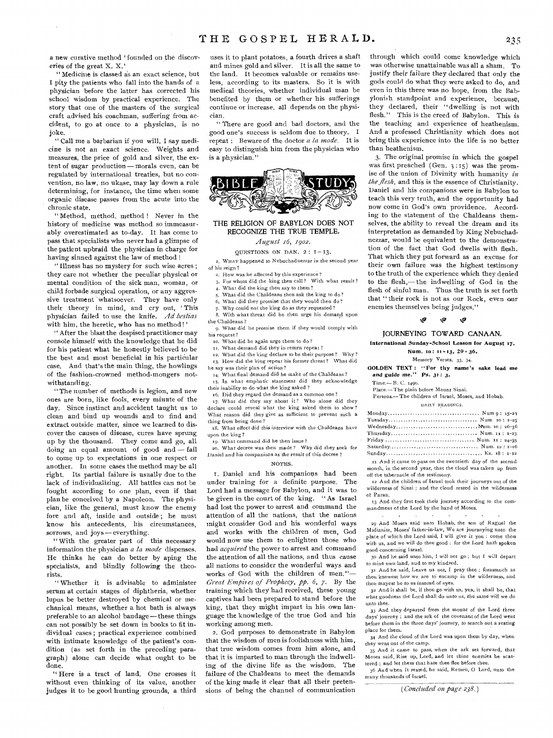a new curative method 'founded on the discoveries of the great X. X.'

"Medicine is classed as an exact science, but I pity the patients who fall into the hands of a physician before the latter has corrected his school wisdom by practical experience. The story that one of the masters of the surgical craft advised his coachman, suffering from accident, to go at once to a physician, is no joke.

"Call me a barbarian if you will, I say medicine is not an exact science. Weights and measures, the price of gold and silver, the extent of sugar production — morals even, can be regulated by international treaties, but no convention, no law, no ukase, may lay down a rule determining, for instance, the time when some organic disease passes from the acute into the chronic state.

"Method, method, method! Never in the history of medicine was method so immeasurably overestimated as to-day. It has come to pass that specialists who never had a glimpse of the patient upbraid the physician in charge for having sinned against the law of method!

"Illness has no mystery for such wise acres; they care not whether the peculiar physical or mental condition of the sick man, woman, or child forbade surgical operation, or any aggressive treatment whatsoever. They have only their theory in mind, and cry out, 'This physician failed to use the knife. *Ad bestias* with him, the heretic, who has no method!'

"After the blast the despised practitioner may console himself with the knowledge that he did for his patient what he honestly believed to be the best and most beneficial in his particular case. And that's the main thing, the howlings of the fashion-crowned method-mongers notwithstanding.

"The number of methods is legion, and new ones are born, like fools, every minute of the day. Since instinct and accident taught us to clean and bind up wounds and to find and extract outside matter, since we learned to discover the causes of disease, cures have sprung up by the thousand. They come and go, all doing an equal amount of good and — fail to come up to expectations in one respect or another. In some cases the method may be all right. Its partial failure is usually due to the lack of individualizing. All battles can not be fought according to one plan, even if that plan be conceived by a Napoleon. The physician, like the general, must know the enemy fore and aft, inside and outside; he must know his antecedents, his circumstances, sorrows, and joys — everything.

"With the greater part of this necessary information the physician *a la mode* dispenses. He thinks he can do better by aping the specialists, and blindly following the theorists.

"Whether it is advisable to administer serum at certain stages of diphtheria, whether lupus be better destroyed by chemical or mechanical means, whether a hot bath is always preferable to an alcohol bandage — these things can not possibly be set down in books to fit individual cases; practical experience combined with intimate knowledge of the patient's condition (as set forth in the preceding paragraph) alone can decide what ought to be done.

"Here is a tract of land. One crosses it without even thinking of its value, another judges it to be good hunting grounds, a third uses it to plant potatoes, a fourth drives a shaft and mines gold and silver. It is all the same to the land. It becomes valuable or remains useless, according to its masters. So it is with medical theories, whether individual man be benefited by them or whether his sufferings continue or increase, all depends on the physician.

"There are good and bad doctors, and the good one's success is seldom due to theory. I repeat: Beware of the doctor *a la mode*. It is easy to distinguish him from the physician who is a physician."

## BIBLE STUDY

### THE RELIGION OF BABYLON DOES NOT RECOGNIZE THE TRUE TEMPLE.

*August 16, 1902.*

QUESTIONS ON DAN. 2: 1-13.

1. What happened to Nebuchadnezzar in the second year of his reign?
2. How was he affected by this experience?
3. For whom did the king then call? With what result?
4. What did the king then say to them?
5. What did the Chaldeans then ask the king to do?
6. What did they promise that they would then do?
7. Why could not the king do as they requested?
8. With what threat did he then urge his demand upon the Chaldeans?
9. What did he promise them if they would comply with his request?
10. What did he again urge them to do?
11. What demand did they in return repeat?
12. What did the king declare to be their purpose? Why?
13. How did the king repeat his former threat? What did he say was their plan of action?
14. What final demand did he make of the Chaldeans?
15. In what emphatic statement did they acknowledge their inability to do what the king asked?
16. Did they regard the demand as a common one?
17. What did they say about it? Who alone did they declare could reveal what the king asked them to show? What reason did they give as sufficient to prevent such a thing from being done?
18. What effect did this interview with the Chaldeans have upon the king?
19. What command did he then issue?
20. What decree was then made? Why did they seek for Daniel and his companions as the result of this decree?

NOTES.

1. Daniel and his companions had been under training for a definite purpose. The Lord had a message for Babylon, and it was to be given in the court of the king. "As Israel had lost the power to arrest and command the attention of all the nations, that the nations might consider God and his wonderful ways and works with the children of men, God would now use them to enlighten those who had *acquired* the power to arrest and command the attention of all the nations, and thus cause all nations to consider the wonderful ways and works of God with the children of men."— *Great Empires of Prophecy, pp. 6, 7*. By the training which they had received, these young captives had been prepared to stand before the king, that they might impart in his own language the knowledge of the true God and his working among men.

2. God purposes to demonstrate in Babylon that the wisdom of men is foolishness with him, that true wisdom comes from him alone, and that it is imparted to man through the indwelling of the divine life as the wisdom. The failure of the Chaldeans to meet the demands of the king made it clear that all their pretensions of being the channel of communication through which could come knowledge which was otherwise unattainable was all a sham. To justify their failure they declared that only the gods could do what they were asked to do, and even in this there was no hope, from the Babylonish standpoint and experience, because, they declared, their "dwelling is not with flesh." This is the creed of Babylon. This is the teaching and experience of heathenism. And a professed Christianity which does not bring this experience into the life is no better than heathenism.

3. The original promise in which the gospel was first preached (Gen. 3:15) was the promise of the union of Divinity with humanity *in the flesh*, and this is the essence of Christianity. Daniel and his companions were in Babylon to teach this very truth, and the opportunity had now come in God's own providence. According to the statement of the Chaldeans themselves, the ability to reveal the dream and its interpretation as demanded by King Nebuchadnezzar, would be equivalent to the demonstration of the fact that God dwells with flesh. That which they put forward as an excuse for their own failure was the highest testimony to the truth of the experience which they denied to the flesh,— the indwelling of God in the flesh of sinful man. Thus the truth is set forth that "their rock is not as our Rock, even our enemies themselves being judges."

### JOURNEYING TOWARD CANAAN.

**International Sunday-School Lesson for August 17.**

**Num. 10: 11-13, 29-36.**

Memory Verses, 33, 34.

**GOLDEN TEXT: "For thy name's sake lead me and guide me." Ps. 31: 3.**

Time.— B. C. 1490.

Place.— The plain before Mount Sinai.

Persons.— The children of Israel, Moses, and Hobab.

DAILY READINGS.

| | |
|---|---|
| Monday | Num 9: 15-23 |
| Tuesday | Num. 10: 1-25 |
| Wednesday | Num. 10: 26-36 |
| Thursday | Num. 11: 1-23 |
| Friday | Num. 11: 24-35 |
| Saturday | Num. 12: 1-16 |
| Sunday | Ex. 18: 1-12 |

11 And it came to pass on the twentieth day of the second month, in the second year, that the cloud was taken up from off the tabernacle of the testimony.

12 And the children of Israel took their journeys out of the wilderness of Sinai; and the cloud rested in the wilderness of Paran.

13 And they first took their journey according to the commandment of the Lord by the hand of Moses.

. . . . . . .

29 And Moses said unto Hobab, the son of Raguel the Midianite, Moses' father-in-law, We are journeying unto the place of which the Lord said, I will give it you: come thou with us, and we will do thee good: for the Lord hath spoken good concerning Israel.

30 And he said unto him, I will not go; but I will depart to mine own land, and to my kindred.

31 And he said, Leave us not, I pray thee; forasmuch as thou knowest how we are to encamp in the wilderness, and thou mayest be to us instead of eyes.

32 And it shall be, if thou go with us, yea, it shall be, that what goodness the Lord shall do unto us, the same will we do unto thee.

33 And they departed from the mount of the Lord three days' journey: and the ark of the covenant of the Lord went before them in the three days' journey, to search out a resting place for them.

34 And the cloud of the Lord was upon them by day, when they went out of the camp.

35 And it came to pass, when the ark set forward, that Moses said, Rise up, Lord, and let thine enemies be scattered; and let them that hate thee flee before thee.

36 And when it rested, he said, Return, O Lord, unto the many thousands of Israel.

*(Concluded on page 238.)*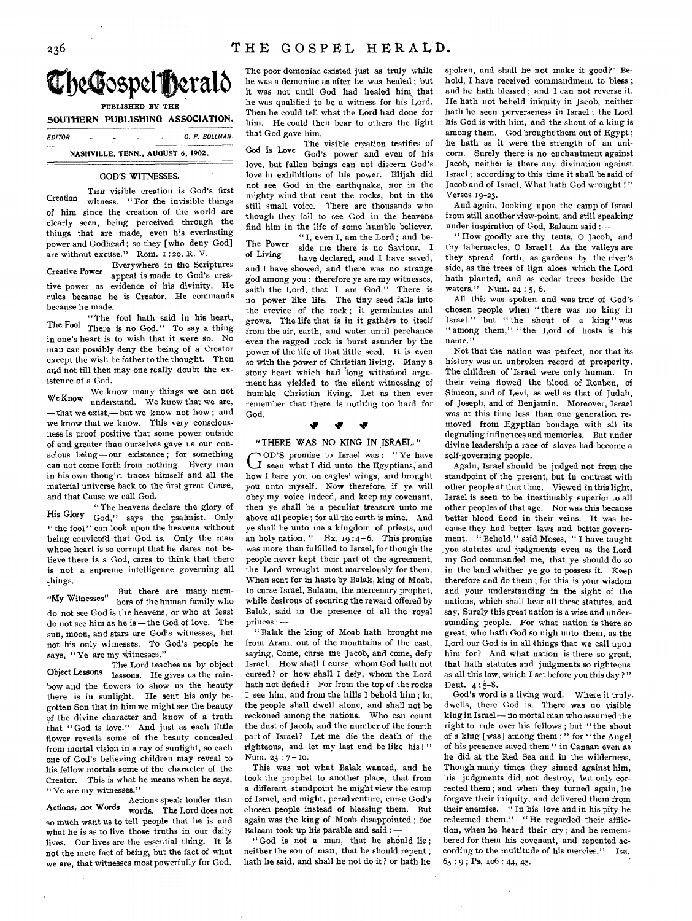# The Gospel Herald

PUBLISHED BY THE

**SOUTHERN PUBLISHING ASSOCIATION.**

EDITOR - - - - C. P. BOLLMAN.

NASHVILLE, TENN., AUGUST 6, 1902.

## GOD'S WITNESSES.

**Creation** THE visible creation is God's first witness. "For the invisible things of him since the creation of the world are clearly seen, being perceived through the things that are made, even his everlasting power and Godhead; so they [who deny God] are without excuse." Rom. 1:20, R. V.

**Creative Power** Everywhere in the Scriptures appeal is made to God's creative power as evidence of his divinity. He rules because he is Creator. He commands because he made.

**The Fool** "The fool hath said in his heart, There is no God." To say a thing in one's heart is to wish that it were so. No man can possibly deny the being of a Creator except the wish be father to the thought. Then and not till then may one really doubt the existence of a God.

**We Know** We know many things we can not understand. We know that we are, —that we exist,—but we know not how; and we know that we know. This very consciousness is proof positive that some power outside of and greater than ourselves gave us our conscious being—our existence; for something can not come forth from nothing. Every man in his own thought traces himself and all the material universe back to the first great Cause, and that Cause we call God.

**His Glory** "The heavens declare the glory of God," says the psalmist. Only "the fool" can look upon the heavens without being convicted that God is. Only the man whose heart is so corrupt that he dares not believe there is a God, cares to think that there is not a supreme intelligence governing all things.

**"My Witnesses"** But there are many members of the human family who do not see God is the heavens, or who at least do not see him as he is—the God of love. The sun, moon, and stars are God's witnesses, but not his only witnesses. To God's people he says, "Ye are my witnesses."

**Object Lessons** The Lord teaches us by object lessons. He gives us the rainbow and the flowers to show us the beauty there is in sunlight. He sent his only begotten Son that in him we might see the beauty of the divine character and know of a truth that "God is love." And just as each little flower reveals some of the beauty concealed from mortal vision in a ray of sunlight, so each one of God's believing children may reveal to his fellow mortals some of the character of the Creator. This is what he means when he says, "Ye are my witnesses."

**Actions, not Words** Actions speak louder than words. The Lord does not so much want us to tell people that he is and what he is as to live those truths in our daily lives. Our lives are the essential thing. It is not the mere fact of being, but the fact of what we are, that witnesses most powerfully for God. The poor demoniac existed just as truly while he was a demoniac as after he was healed; but it was not until God had healed him, that he was qualified to be a witness for his Lord. Then he could tell what the Lord had done for him. He could then bear to others the light that God gave him.

**God Is Love** The visible creation testifies of God's power and even of his love, but fallen beings can not discern God's love in exhibitions of his power. Elijah did not see God in the earthquake, nor in the mighty wind that rent the rocks, but in the still small voice. There are thousands who though they fail to see God in the heavens find him in the life of some humble believer.

**The Power of Living** "I, even I, am the Lord; and beside me there is no Saviour. I have declared, and I have saved, and I have showed, and there was no strange god among you: therefore ye are my witnesses, saith the Lord, that I am God." There is no power like life. The tiny seed falls into the crevice of the rock; it germinates and grows. The life that is in it gathers to itself from the air, earth, and water until perchance even the ragged rock is burst asunder by the power of the life of that little seed. It is even so with the power of Christian living. Many a stony heart which had long withstood argument has yielded to the silent witnessing of humble Christian living. Let us then ever remember that there is nothing too hard for God.

## "THERE WAS NO KING IN ISRAEL."

GOD'S promise to Israel was: "Ye have seen what I did unto the Egyptians, and how I bare you on eagles' wings, and brought you unto myself. Now therefore, if ye will obey my voice indeed, and keep my covenant, then ye shall be a peculiar treasure unto me above all people; for all the earth is mine. And ye shall be unto me a kingdom of priests, and an holy nation." Ex. 19:4-6. This promise was more than fulfilled to Israel, for though the people never kept their part of the agreement, the Lord wrought most marvelously for them. When sent for in haste by Balak, king of Moab, to curse Israel, Balaam, the mercenary prophet, while desirous of securing the reward offered by Balak, said in the presence of all the royal princes:—

"Balak the king of Moab hath brought me from Aram, out of the mountains of the east, saying, Come, curse me Jacob, and come, defy Israel. How shall I curse, whom God hath not cursed? or how shall I defy, whom the Lord hath not defied? For from the top of the rocks I see him, and from the hills I behold him; lo, the people shall dwell alone, and shall not be reckoned among the nations. Who can count the dust of Jacob, and the number of the fourth part of Israel? Let me die the death of the righteous, and let my last end be like his!" Num. 23:7-10.

This was not what Balak wanted, and he took the prophet to another place, that from a different standpoint he might view the camp of Israel, and might, peradventure, curse God's chosen people instead of blessing them. But again was the king of Moab disappointed; for Balaam took up his parable and said:—

"God is not a man, that he should lie; neither the son of man, that he should repent; hath he said, and shall he not do it? or hath he spoken, and shall he not make it good? Behold, I have received commandment to bless; and he hath blessed; and I can not reverse it. He hath not beheld iniquity in Jacob, neither hath he seen perverseness in Israel; the Lord his God is with him, and the shout of a king is among them. God brought them out of Egypt; he hath as it were the strength of an unicorn. Surely there is no enchantment against Jacob, neither is there any divination against Israel; according to this time it shall be said of Jacob and of Israel, What hath God wrought!" Verses 19-23.

And again, looking upon the camp of Israel from still another view-point, and still speaking under inspiration of God, Balaam said:—

"How goodly are thy tents, O Jacob, and thy tabernacles, O Israel! As the valleys are they spread forth, as gardens by the river's side, as the trees of lign aloes which the Lord hath planted, and as cedar trees beside the waters." Num. 24:5, 6.

All this was spoken and was true of God's chosen people when "there was no king in Israel," but "the shout of a king" was "among them," "the Lord of hosts is his name."

Not that the nation was perfect, nor that its history was an unbroken record of prosperity. The children of Israel were only human. In their veins flowed the blood of Reuben, of Simeon, and of Levi, as well as that of Judah, of Joseph, and of Benjamin. Moreover, Israel was at this time less than one generation removed from Egyptian bondage with all its degrading influences and memories. But under divine leadership a race of slaves had become a self-governing people.

Again, Israel should be judged not from the standpoint of the present, but in contrast with other people at that time. Viewed in this light, Israel is seen to be inestimably superior to all other peoples of that age. Nor was this because better blood flood in their veins. It was because they had better laws and better government. "Behold," said Moses, "I have taught you statutes and judgments even as the Lord my God commanded me, that ye should do so in the land whither ye go to possess it. Keep therefore and do them; for this is your wisdom and your understanding in the sight of the nations, which shall hear all these statutes, and say, Surely this great nation is a wise and understanding people. For what nation is there so great, who hath God so nigh unto them, as the Lord our God is in all things that we call upon him for? And what nation is there so great, that hath statutes and judgments so righteous as all this law, which I set before you this day?" Deut. 4:5-8.

God's word is a living word. Where it truly dwells, there God is. There was no visible king in Israel—no mortal man who assumed the right to rule over his fellows; but "the shout of a king [was] among them;" for "the Angel of his presence saved them" in Canaan even as he did at the Red Sea and in the wilderness. Though many times they sinned against him, his judgments did not destroy, but only corrected them; and when they turned again, he forgave their iniquity, and delivered them from their enemies. "In his love and in his pity he redeemed them." "He regarded their affliction, when he heard their cry; and he remembered for them his covenant, and repented according to the multitude of his mercies." Isa. 63:9; Ps. 106:44, 45.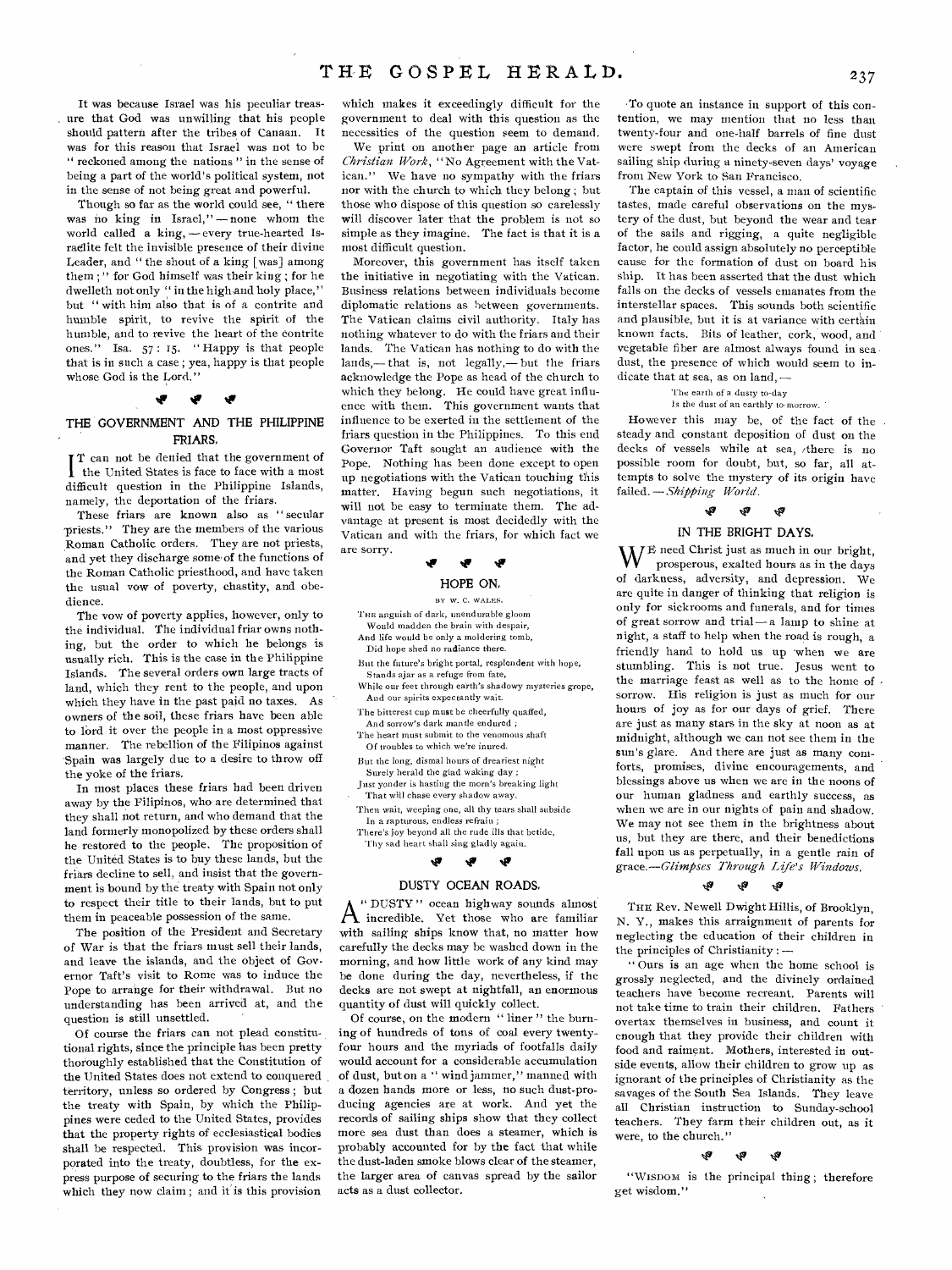It was because Israel was his peculiar treasure that God was unwilling that his people should pattern after the tribes of Canaan. It was for this reason that Israel was not to be "reckoned among the nations" in the sense of being a part of the world's political system, not in the sense of not being great and powerful.

Though so far as the world could see, "there was no king in Israel," — none whom the world called a king, — every true-hearted Israelite felt the invisible presence of their divine Leader, and "the shout of a king [was] among them;" for God himself was their king; for he dwelleth not only "in the high and holy place," but "with him also that is of a contrite and humble spirit, to revive the spirit of the humble, and to revive the heart of the contrite ones." Isa. 57: 15. "Happy is that people that is in such a case; yea, happy is that people whose God is the Lord."

## THE GOVERNMENT AND THE PHILIPPINE FRIARS.

IT can not be denied that the government of the United States is face to face with a most difficult question in the Philippine Islands, namely, the deportation of the friars.

These friars are known also as "secular priests." They are the members of the various Roman Catholic orders. They are not priests, and yet they discharge some of the functions of the Roman Catholic priesthood, and have taken the usual vow of poverty, chastity, and obedience.

The vow of poverty applies, however, only to the individual. The individual friar owns nothing, but the order to which he belongs is usually rich. This is the case in the Philippine Islands. The several orders own large tracts of land, which they rent to the people, and upon which they have in the past paid no taxes. As owners of the soil, these friars have been able to lord it over the people in a most oppressive manner. The rebellion of the Filipinos against Spain was largely due to a desire to throw off the yoke of the friars.

In most places these friars had been driven away by the Filipinos, who are determined that they shall not return, and who demand that the land formerly monopolized by these orders shall be restored to the people. The proposition of the United States is to buy these lands, but the friars decline to sell, and insist that the government is bound by the treaty with Spain not only to respect their title to their lands, but to put them in peaceable possession of the same.

The position of the President and Secretary of War is that the friars must sell their lands, and leave the islands, and the object of Governor Taft's visit to Rome was to induce the Pope to arrange for their withdrawal. But no understanding has been arrived at, and the question is still unsettled.

Of course the friars can not plead constitutional rights, since the principle has been pretty thoroughly established that the Constitution of the United States does not extend to conquered territory, unless so ordered by Congress; but the treaty with Spain, by which the Philippines were ceded to the United States, provides that the property rights of ecclesiastical bodies shall be respected. This provision was incorporated into the treaty, doubtless, for the express purpose of securing to the friars the lands which they now claim; and it is this provision which makes it exceedingly difficult for the government to deal with this question as the necessities of the question seem to demand.

We print on another page an article from *Christian Work*, "No Agreement with the Vatican." We have no sympathy with the friars nor with the church to which they belong; but those who dispose of this question so carelessly will discover later that the problem is not so simple as they imagine. The fact is that it is a most difficult question.

Moreover, this government has itself taken the initiative in negotiating with the Vatican. Business relations between individuals become diplomatic relations as between governments. The Vatican claims civil authority. Italy has nothing whatever to do with the friars and their lands. The Vatican has nothing to do with the lands,— that is, not legally,— but the friars acknowledge the Pope as head of the church to which they belong. He could have great influence with them. This government wants that influence to be exerted in the settlement of the friars question in the Philippines. To this end Governor Taft sought an audience with the Pope. Nothing has been done except to open up negotiations with the Vatican touching this matter. Having begun such negotiations, it will not be easy to terminate them. The advantage at present is most decidedly with the Vatican and with the friars, for which fact we are sorry.

## HOPE ON.

BY W. C. WALES.

The anguish of dark, unendurable gloom
Would madden the brain with despair,
And life would be only a moldering tomb,
Did hope shed no radiance there.

But the future's bright portal, resplendent with hope,
Stands ajar as a refuge from fate,
While our feet through earth's shadowy mysteries grope,
And our spirits expectantly wait.

The bitterest cup must be cheerfully quaffed,
And sorrow's dark mantle endured;
The heart must submit to the venomous shaft
Of troubles to which we're inured.

But the long, dismal hours of dreariest night
Surely herald the glad waking day;
Just yonder is hasting the morn's breaking light
That will chase every shadow away.

Then wait, weeping one, all thy tears shall subside
In a rapturous, endless refrain;
There's joy beyond all the rude ills that betide,
Thy sad heart shall sing gladly again.

## DUSTY OCEAN ROADS.

A "DUSTY" ocean highway sounds almost incredible. Yet those who are familiar with sailing ships know that, no matter how carefully the decks may be washed down in the morning, and how little work of any kind may be done during the day, nevertheless, if the decks are not swept at nightfall, an enormous quantity of dust will quickly collect.

Of course, on the modern "liner" the burning of hundreds of tons of coal every twenty-four hours and the myriads of footfalls daily would account for a considerable accumulation of dust, but on a "windjammer," manned with a dozen hands more or less, no such dust-producing agencies are at work. And yet the records of sailing ships show that they collect more sea dust than does a steamer, which is probably accounted for by the fact that while the dust-laden smoke blows clear of the steamer, the larger area of canvas spread by the sailor acts as a dust collector.

To quote an instance in support of this contention, we may mention that no less than twenty-four and one-half barrels of fine dust were swept from the decks of an American sailing ship during a ninety-seven days' voyage from New York to San Francisco.

The captain of this vessel, a man of scientific tastes, made careful observations on the mystery of the dust, but beyond the wear and tear of the sails and rigging, a quite negligible factor, he could assign absolutely no perceptible cause for the formation of dust on board his ship. It has been asserted that the dust which falls on the decks of vessels emanates from the interstellar spaces. This sounds both scientific and plausible, but it is at variance with certain known facts. Bits of leather, cork, wood, and vegetable fiber are almost always found in sea dust, the presence of which would seem to indicate that at sea, as on land, —

The earth of a dusty to-day
Is the dust of an earthly to-morrow.

However this may be, of the fact of the steady and constant deposition of dust on the decks of vessels while at sea, there is no possible room for doubt, but, so far, all attempts to solve the mystery of its origin have failed. — *Shipping World.*

## IN THE BRIGHT DAYS.

WE need Christ just as much in our bright, prosperous, exalted hours as in the days of darkness, adversity, and depression. We are quite in danger of thinking that religion is only for sickrooms and funerals, and for times of great sorrow and trial — a lamp to shine at night, a staff to help when the road is rough, a friendly hand to hold us up when we are stumbling. This is not true. Jesus went to the marriage feast as well as to the home of sorrow. His religion is just as much for our hours of joy as for our days of grief. There are just as many stars in the sky at noon as at midnight, although we can not see them in the sun's glare. And there are just as many comforts, promises, divine encouragements, and blessings above us when we are in the noons of our human gladness and earthly success, as when we are in our nights of pain and shadow. We may not see them in the brightness about us, but they are there, and their benedictions fall upon us as perpetually, in a gentle rain of grace. — *Glimpses Through Life's Windows.*

THE Rev. Newell Dwight Hillis, of Brooklyn, N. Y., makes this arraignment of parents for neglecting the education of their children in the principles of Christianity: —

"Ours is an age when the home school is grossly neglected, and the divinely ordained teachers have become recreant. Parents will not take time to train their children. Fathers overtax themselves in business, and count it enough that they provide their children with food and raiment. Mothers, interested in outside events, allow their children to grow up as ignorant of the principles of Christianity as the savages of the South Sea Islands. They leave all Christian instruction to Sunday-school teachers. They farm their children out, as it were, to the church."

"WISDOM is the principal thing; therefore get wisdom."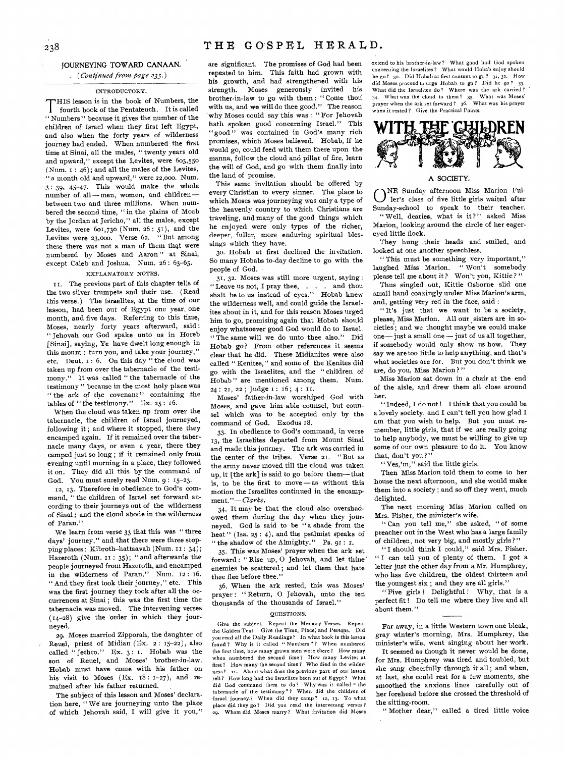## JOURNEYING TOWARD CANAAN.

*(Continued from page 235.)*

### INTRODUCTORY.

THIS lesson is in the book of Numbers, the fourth book of the Pentateuch. It is called "Numbers" because it gives the number of the children of Israel when they first left Egypt, and also when the forty years of wilderness journey had ended. When numbered the first time at Sinai, all the males, "twenty years old and upward," except the Levites, were 603,550 (Num. 1: 46); and all the males of the Levites, "a month old and upward," were 22,000. Num. 3: 39, 45-47. This would make the whole number of all—men, women, and children—between two and three millions. When numbered the second time, "in the plains of Moab by the Jordan at Jericho," all the males, except Levites, were 601,730 (Num. 26: 51), and the Levites were 23,000. Verse 62. "But among these there was not a man of them that were numbered by Moses and Aaron" at Sinai, except Caleb and Joshua. Num. 26: 63-65.

### EXPLANATORY NOTES.

11. The previous part of this chapter tells of the two silver trumpets and their use. (Read this verse.) The Israelites, at the time of our lesson, had been out of Egypt one year, one month, and five days. Referring to this time, Moses, nearly forty years afterward, said: "Jehovah our God spake unto us in Horeb [Sinai], saying, Ye have dwelt long enough in this mount: turn you, and take your journey," etc. Deut. 1: 6. On this day "the cloud was taken up from over the tabernacle of the testimony." It was called "the tabernacle of the testimony" because in the most holy place was "the ark of the covenant" containing the tables of "the testimony." Ex. 25: 16.

When the cloud was taken up from over the tabernacle, the children of Israel journeyed, following it; and where it stopped, there they encamped again. If it remained over the tabernacle many days, or even a year, there they camped just so long; if it remained only from evening until morning in a place, they followed it on. They did all this by the command of God. You must surely read Num. 9: 15-23.

12, 13. Therefore in obedience to God's command, "the children of Israel set forward according to their journeys out of the wilderness of Sinai; and the cloud abode in the wilderness of Paran."

We learn from verse 33 that this was "three days' journey," and that there were three stopping places: Kibroth-hattaavah (Num. 11: 34); Hazeroth (Num. 11: 35); "and afterwards the people journeyed from Hazeroth, and encamped in the wilderness of Paran." Num. 12: 16. "And they first took their journey," etc. This was the first journey they took after all the occurrences at Sinai; this was the first time the tabernacle was moved. The intervening verses (14-28) give the order in which they journeyed.

29. Moses married Zipporah, the daughter of Reuel, priest of Midian (Ex. 2: 15-22), also called "Jethro." Ex. 3: 1. Hobab was the son of Reuel, and Moses' brother-in-law. Hobab must have come with his father on his visit to Moses (Ex. 18: 1-27), and remained after his father returned.

The subject of this lesson and Moses' declaration here, "We are journeying unto the place of which Jehovah said, I will give it you," are significant. The promises of God had been repeated to him. This faith had grown with his growth, and had strengthened with his strength. Moses generously invited his brother-in-law to go with them: "Come thou with us, and we will do thee good." The reason why Moses could say this was: "For Jehovah hath spoken good concerning Israel." This "good" was contained in God's many rich promises, which Moses believed. Hobab, if he would go, could feed with them there upon the manna, follow the cloud and pillar of fire, learn the will of God, and go with them finally into the land of promise.

This same invitation should be offered by every Christian to every sinner. The place to which Moses was journeying was only a type of the heavenly country to which Christians are traveling, and many of the good things which he enjoyed were only types of the richer, deeper, fuller, more enduring spiritual blessings which they have.

30. Hobab at first declined the invitation. So many Hobabs to-day decline to go with the people of God.

31, 32. Moses was still more urgent, saying: "Leave us not, I pray thee, . . . and thou shalt be to us instead of eyes." Hobab knew the wilderness well, and could guide the Israelites about in it, and for this reason Moses urged him to go, promising again that Hobab should enjoy whatsoever good God would do to Israel. "The same will we do unto thee also." Did Hobab go? From other references it seems clear that he did. These Midianites were also called "Kenites," and some of the Kenites did go with the Israelites, and the "children of Hobab" are mentioned among them. Num. 24: 21, 22; Judge 1: 16; 4: 11.

Moses' father-in-law worshiped God with Moses, and gave him able counsel, but counsel which was to be accepted only by the command of God. Exodus 18.

33. In obedience to God's command, in verse 13, the Israelites departed from Mount Sinai and made this journey. The ark was carried in the center of the tribes. Verse 21. "But as the army never moved till the cloud was taken up, it [the ark] is said to go before them—that is, to be the first to move—as without this motion the Israelites continued in the encampment."—*Clarke.*

34. It may be that the cloud also overshadowed them during the day when they journeyed. God is said to be "a shade from the heat" (Isa. 25: 4), and the psalmist speaks of "the shadow of the Almighty." Ps. 91: 1.

35. This was Moses' prayer when the ark set forward: "Rise up, O Jehovah, and let thine enemies be scattered; and let them that hate thee flee before thee."

36. When the ark rested, this was Moses' prayer: "Return, O Jehovah, unto the ten thousands of the thousands of Israel."

### QUESTIONS.

Give the subject. Repeat the Memory Verses. Repeat the Golden Text. Give the Time, Place, and Persons. Did you read all the Daily Readings? In what book is this lesson found? Why is it called "Numbers"? When numbered the first time, how many grown men were there? How many when numbered the second time? How many Levites at first? How many the second time? Who died in the wilderness? 11. About what does the previous part of our lesson tell? How long had the Israelites been out of Egypt? What did God command them to do? Why was it called "the tabernacle of the testimony"? When did the children of Israel journey? When did they camp? 12, 13. To what place did they go? Did you read the intervening verses? 29. Whom did Moses marry? What invitation did Moses extend to his brother-in-law? What good had God spoken concerning the Israelites? What would Hobab enjoy should he go? 30. Did Hobab at first consent to go? 31, 32. How did Moses proceed to urge Hobab to go? Did he go? 33. What did the Israelites do? Where was the ark carried? 34. What was the cloud to them? 35. What was Moses' prayer when the ark set forward? 36. What was his prayer when it rested? Give the Practical Points.

## WITH THE CHILDREN

### A SOCIETY.

ONE Sunday afternoon Miss Marion Fuller's class of five little girls waited after Sunday-school to speak to their teacher.

"Well, dearies, what is it?" asked Miss Marion, looking around the circle of her eager-eyed little flock.

They hung their heads and smiled, and looked at one another speechless.

"This must be something very important," laughed Miss Marion. "Won't somebody please tell me about it? Won't you, Kittie?"

Thus singled out, Kittie Osborne slid one small hand coaxingly under Miss Marion's arm, and, getting very red in the face, said:

"It's just that we want to be a society, please, Miss Marion. All our sisters are in societies; and we thought maybe we could make one—just a small one—just of us all together, if somebody would only show us how. They say we are too little to help anything, and that's what societies are for. But you don't think we are, do you, Miss Marion?"

Miss Marion sat down in a chair at the end of the aisle, and drew them all close around her.

"Indeed, I do not! I think that you could be a lovely society, and I can't tell you how glad I am that you wish to help. But you must remember, little girls, that if we are really going to help anybody, we must be willing to give up some of our own pleasure to do it. You know that, don't you?"

"Yes,'m," said the little girls.

Then Miss Marion told them to come to her house the next afternoon, and she would make them into a society; and so off they went, much delighted.

The next morning Miss Marion called on Mrs. Fisher, the minister's wife.

"Can you tell me," she asked, "of some preacher out in the West who has a large family of children, not very big, and mostly girls?"

"I should think I could," said Mrs. Fisher. "I can tell you of plenty of them. I got a letter just the other day from a Mr. Humphrey, who has five children, the oldest thirteen and the youngest six; and they are all girls."

"Five girls! Delightful! Why, that is a perfect fit! Do tell me where they live and all about them."

---

Far away, in a little Western town one bleak, gray winter's morning, Mrs. Humphrey, the minister's wife, went singing about her work.

It seemed as though it never would be done, for Mrs. Humphrey was tired and toubled, but she sang cheerfully through it all; and when, at last, she could rest for a few moments, she smoothed the anxious lines carefully out of her forehead before she crossed the threshold of the sitting-room.

"Mother dear," called a tired little voice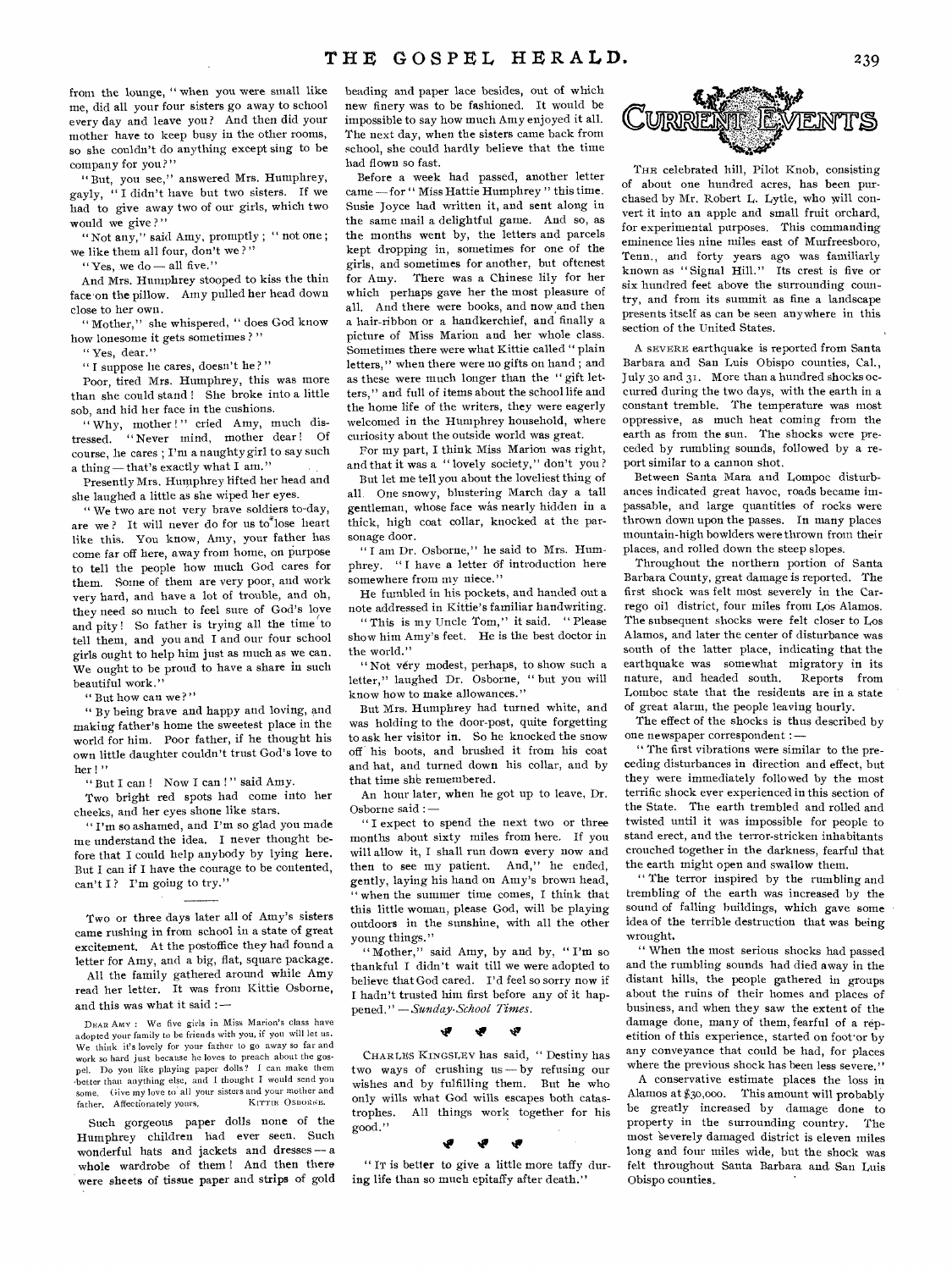from the lounge, "when you were small like me, did all your four sisters go away to school every day and leave you? And then did your mother have to keep busy in the other rooms, so she couldn't do anything except sing to be company for you?"

"But, you see," answered Mrs. Humphrey, gayly, "I didn't have but two sisters. If we had to give away two of our girls, which two would we give?"

"Not any," said Amy, promptly; "not one; we like them all four, don't we?"

"Yes, we do — all five."

And Mrs. Humphrey stooped to kiss the thin face on the pillow. Amy pulled her head down close to her own.

"Mother," she whispered, "does God know how lonesome it gets sometimes?"

"Yes, dear."

"I suppose he cares, doesn't he?"

Poor, tired Mrs. Humphrey, this was more than she could stand! She broke into a little sob, and hid her face in the cushions.

"Why, mother!" cried Amy, much distressed. "Never mind, mother dear! Of course, he cares; I'm a naughty girl to say such a thing — that's exactly what I am."

Presently Mrs. Humphrey lifted her head and she laughed a little as she wiped her eyes.

"We two are not very brave soldiers to-day, are we? It will never do for us to lose heart like this. You know, Amy, your father has come far off here, away from home, on purpose to tell the people how much God cares for them. Some of them are very poor, and work very hard, and have a lot of trouble, and oh, they need so much to feel sure of God's love and pity! So father is trying all the time to tell them, and you and I and our four school girls ought to help him just as much as we can. We ought to be proud to have a share in such beautiful work."

"But how can we?"

"By being brave and happy and loving, and making father's home the sweetest place in the world for him. Poor father, if he thought his own little daughter couldn't trust God's love to her!"

"But I can! Now I can!" said Amy.

Two bright red spots had come into her cheeks, and her eyes shone like stars.

"I'm so ashamed, and I'm so glad you made me understand the idea. I never thought before that I could help anybody by lying here. But I can if I have the courage to be contented, can't I? I'm going to try."

---

Two or three days later all of Amy's sisters came rushing in from school in a state of great excitement. At the postoffice they had found a letter for Amy, and a big, flat, square package.

All the family gathered around while Amy read her letter. It was from Kittie Osborne, and this was what it said:—

DEAR AMY: We five girls in Miss Marion's class have adopted your family to be friends with you, if you will let us. We think it's lovely for your father to go away so far and work so hard just because he loves to preach about the gospel. Do you like playing paper dolls? I can make them better than anything else, and I thought I would send you some. Give my love to all your sisters and your mother and father. Affectionately yours, KITTIE OSBORNE.

Such gorgeous paper dolls none of the Humphrey children had ever seen. Such wonderful hats and jackets and dresses — a whole wardrobe of them! And then there were sheets of tissue paper and strips of gold beading and paper lace besides, out of which new finery was to be fashioned. It would be impossible to say how much Amy enjoyed it all. The next day, when the sisters came back from school, she could hardly believe that the time had flown so fast.

Before a week had passed, another letter came — for "Miss Hattie Humphrey" this time. Susie Joyce had written it, and sent along in the same mail a delightful game. And so, as the months went by, the letters and parcels kept dropping in, sometimes for one of the girls, and sometimes for another, but oftenest for Amy. There was a Chinese lily for her which perhaps gave her the most pleasure of all. And there were books, and now and then a hair-ribbon or a handkerchief, and finally a picture of Miss Marion and her whole class. Sometimes there were what Kittie called "plain letters," when there were no gifts on hand; and as these were much longer than the "gift letters," and full of items about the school life and the home life of the writers, they were eagerly welcomed in the Humphrey household, where curiosity about the outside world was great.

For my part, I think Miss Marion was right, and that it was a "lovely society," don't you?

But let me tell you about the loveliest thing of all. One snowy, blustering March day a tall gentleman, whose face was nearly hidden in a thick, high coat collar, knocked at the parsonage door.

"I am Dr. Osborne," he said to Mrs. Humphrey. "I have a letter of introduction here somewhere from my niece."

He fumbled in his pockets, and handed out a note addressed in Kittie's familiar handwriting.

"This is my Uncle Tom," it said. "Please show him Amy's feet. He is the best doctor in the world."

"Not very modest, perhaps, to show such a letter," laughed Dr. Osborne, "but you will know how to make allowances."

But Mrs. Humphrey had turned white, and was holding to the door-post, quite forgetting to ask her visitor in. So he knocked the snow off his boots, and brushed it from his coat and hat, and turned down his collar, and by that time she remembered.

An hour later, when he got up to leave, Dr. Osborne said:—

"I expect to spend the next two or three months about sixty miles from here. If you will allow it, I shall run down every now and then to see my patient. And," he ended, gently, laying his hand on Amy's brown head, "when the summer time comes, I think that this little woman, please God, will be playing outdoors in the sunshine, with all the other young things."

"Mother," said Amy, by and by, "I'm so thankful I didn't wait till we were adopted to believe that God cared. I'd feel so sorry now if I hadn't trusted him first before any of it happened." — *Sunday-School Times.*

---

CHARLES KINGSLEY has said, "Destiny has two ways of crushing us — by refusing our wishes and by fulfilling them. But he who only wills what God wills escapes both catastrophes. All things work together for his good."

---

"IT is better to give a little more taffy during life than so much epitaffy after death."

# Current Events

THE celebrated hill, Pilot Knob, consisting of about one hundred acres, has been purchased by Mr. Robert L. Lytle, who will convert it into an apple and small fruit orchard, for experimental purposes. This commanding eminence lies nine miles east of Murfreesboro, Tenn., and forty years ago was familiarly known as "Signal Hill." Its crest is five or six hundred feet above the surrounding country, and from its summit as fine a landscape presents itself as can be seen anywhere in this section of the United States.

A SEVERE earthquake is reported from Santa Barbara and San Luis Obispo counties, Cal., July 30 and 31. More than a hundred shocks occurred during the two days, with the earth in a constant tremble. The temperature was most oppressive, as much heat coming from the earth as from the sun. The shocks were preceded by rumbling sounds, followed by a report similar to a cannon shot.

Between Santa Mara and Lompoc disturbances indicated great havoc, roads became impassable, and large quantities of rocks were thrown down upon the passes. In many places mountain-high bowlders were thrown from their places, and rolled down the steep slopes.

Throughout the northern portion of Santa Barbara County, great damage is reported. The first shock was felt most severely in the Carrego oil district, four miles from Los Alamos. The subsequent shocks were felt closer to Los Alamos, and later the center of disturbance was south of the latter place, indicating that the earthquake was somewhat migratory in its nature, and headed south. Reports from Lomboc state that the residents are in a state of great alarm, the people leaving hourly.

The effect of the shocks is thus described by one newspaper correspondent:—

"The first vibrations were similar to the preceding disturbances in direction and effect, but they were immediately followed by the most terrific shock ever experienced in this section of the State. The earth trembled and rolled and twisted until it was impossible for people to stand erect, and the terror-stricken inhabitants crouched together in the darkness, fearful that the earth might open and swallow them.

"The terror inspired by the rumbling and trembling of the earth was increased by the sound of falling buildings, which gave some idea of the terrible destruction that was being wrought.

"When the most serious shocks had passed and the rumbling sounds had died away in the distant hills, the people gathered in groups about the ruins of their homes and places of business, and when they saw the extent of the damage done, many of them, fearful of a repetition of this experience, started on foot or by any conveyance that could be had, for places where the previous shock has been less severe."

A conservative estimate places the loss in Alamos at $30,000. This amount will probably be greatly increased by damage done to property in the surrounding country. The most severely damaged district is eleven miles long and four miles wide, but the shock was felt throughout Santa Barbara and San Luis Obispo counties.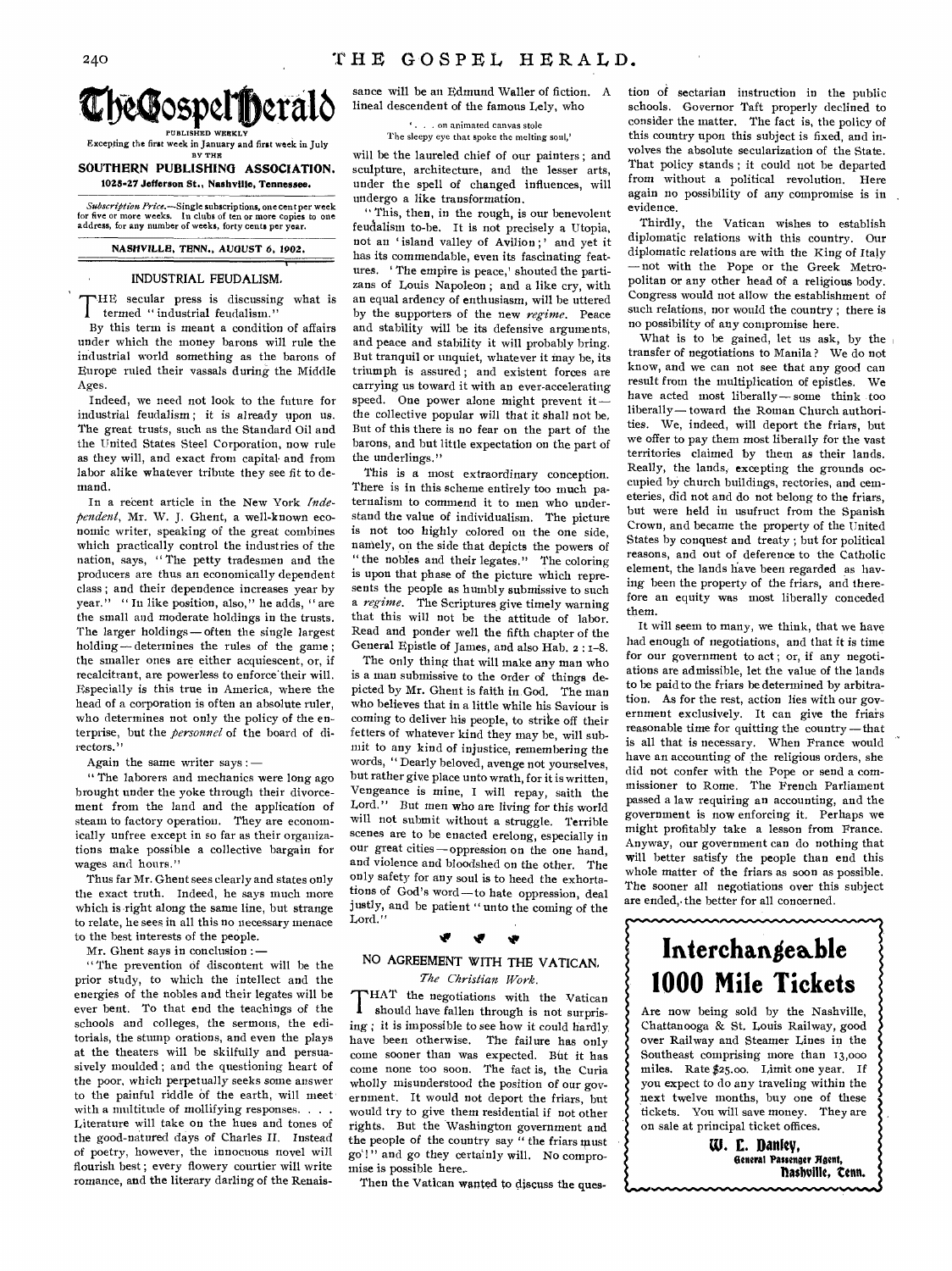# The Gospel Herald

PUBLISHED WEEKLY
Excepting the first week in January and first week in July
BY THE

**SOUTHERN PUBLISHING ASSOCIATION.**
**1025-27 Jefferson St., Nashville, Tennessee.**

*Subscription Price.*—Single subscriptions, one cent per week for five or more weeks. In clubs of ten or more copies to one address, for any number of weeks, forty cents per year.

NASHVILLE, TENN., AUGUST 6, 1902.

## INDUSTRIAL FEUDALISM.

THE secular press is discussing what is termed "industrial feudalism."

By this term is meant a condition of affairs under which the money barons will rule the industrial world something as the barons of Europe ruled their vassals during the Middle Ages.

Indeed, we need not look to the future for industrial feudalism; it is already upon us. The great trusts, such as the Standard Oil and the United States Steel Corporation, now rule as they will, and exact from capital and from labor alike whatever tribute they see fit to demand.

In a recent article in the New York *Independent*, Mr. W. J. Ghent, a well-known economic writer, speaking of the great combines which practically control the industries of the nation, says, "The petty tradesmen and the producers are thus an economically dependent class; and their dependence increases year by year." "In like position, also," he adds, "are the small and moderate holdings in the trusts. The larger holdings—often the single largest holding—determines the rules of the game; the smaller ones are either acquiescent, or, if recalcitrant, are powerless to enforce their will. Especially is this true in America, where the head of a corporation is often an absolute ruler, who determines not only the policy of the enterprise, but the *personnel* of the board of directors."

Again the same writer says:—

"The laborers and mechanics were long ago brought under the yoke through their divorcement from the land and the application of steam to factory operation. They are economically unfree except in so far as their organizations make possible a collective bargain for wages and hours."

Thus far Mr. Ghent sees clearly and states only the exact truth. Indeed, he says much more which is right along the same line, but strange to relate, he sees in all this no necessary menace to the best interests of the people.

Mr. Ghent says in conclusion:—

"The prevention of discontent will be the prior study, to which the intellect and the energies of the nobles and their legates will be ever bent. To that end the teachings of the schools and colleges, the sermons, the editorials, the stump orations, and even the plays at the theaters will be skilfully and persuasively moulded; and the questioning heart of the poor, which perpetually seeks some answer to the painful riddle of the earth, will meet with a multitude of mollifying responses. . . . Literature will take on the hues and tones of the good-natured days of Charles II. Instead of poetry, however, the innocuous novel will flourish best; every flowery courtier will write romance, and the literary darling of the Renaissance will be an Edmund Waller of fiction. A lineal descendent of the famous Lely, who

'. . . on animated canvas stole
The sleepy eye that spoke the melting soul,'

will be the laureled chief of our painters; and sculpture, architecture, and the lesser arts, under the spell of changed influences, will undergo a like transformation.

"This, then, in the rough, is our benevolent feudalism to-be. It is not precisely a Utopia, not an 'island valley of Avilion;' and yet it has its commendable, even its fascinating features. 'The empire is peace,' shouted the partizans of Louis Napoleon; and a like cry, with an equal ardency of enthusiasm, will be uttered by the supporters of the new *regime*. Peace and stability will be its defensive arguments, and peace and stability it will probably bring. But tranquil or unquiet, whatever it may be, its triumph is assured; and existent forces are carrying us toward it with an ever-accelerating speed. One power alone might prevent it—the collective popular will that it shall not be. But of this there is no fear on the part of the barons, and but little expectation on the part of the underlings."

This is a most extraordinary conception. There is in this scheme entirely too much paternalism to commend it to men who understand the value of individualism. The picture is not too highly colored on the one side, namely, on the side that depicts the powers of "the nobles and their legates." The coloring is upon that phase of the picture which represents the people as humbly submissive to such a *regime*. The Scriptures give timely warning that this will not be the attitude of labor. Read and ponder well the fifth chapter of the General Epistle of James, and also Hab. 2:1-8.

The only thing that will make any man who is a man submissive to the order of things depicted by Mr. Ghent is faith in God. The man who believes that in a little while his Saviour is coming to deliver his people, to strike off their fetters of whatever kind they may be, will submit to any kind of injustice, remembering the words, "Dearly beloved, avenge not yourselves, but rather give place unto wrath, for it is written, Vengeance is mine, I will repay, saith the Lord." But men who are living for this world will not submit without a struggle. Terrible scenes are to be enacted erelong, especially in our great cities—oppression on the one hand, and violence and bloodshed on the other. The only safety for any soul is to heed the exhortations of God's word—to hate oppression, deal justly, and be patient "unto the coming of the Lord."

## NO AGREEMENT WITH THE VATICAN.

*The Christian Work.*

THAT the negotiations with the Vatican should have fallen through is not surprising; it is impossible to see how it could hardly have been otherwise. The failure has only come sooner than was expected. But it has come none too soon. The fact is, the Curia wholly misunderstood the position of our government. It would not deport the friars, but would try to give them residential if not other rights. But the Washington government and the people of the country say "the friars must go!" and go they certainly will. No compromise is possible here.

Then the Vatican wanted to discuss the question of sectarian instruction in the public schools. Governor Taft properly declined to consider the matter. The fact is, the policy of this country upon this subject is fixed, and involves the absolute secularization of the State. That policy stands; it could not be departed from without a political revolution. Here again no possibility of any compromise is in evidence.

Thirdly, the Vatican wishes to establish diplomatic relations with this country. Our diplomatic relations are with the King of Italy—not with the Pope or the Greek Metropolitan or any other head of a religious body. Congress would not allow the establishment of such relations, nor would the country; there is no possibility of any compromise here.

What is to be gained, let us ask, by the transfer of negotiations to Manila? We do not know, and we can not see that any good can result from the multiplication of epistles. We have acted most liberally—some think too liberally—toward the Roman Church authorities. We, indeed, will deport the friars, but we offer to pay them most liberally for the vast territories claimed by them as their lands. Really, the lands, excepting the grounds occupied by church buildings, rectories, and cemeteries, did not and do not belong to the friars, but were held in usufruct from the Spanish Crown, and became the property of the United States by conquest and treaty; but for political reasons, and out of deference to the Catholic element, the lands have been regarded as having been the property of the friars, and therefore an equity was most liberally conceded them.

It will seem to many, we think, that we have had enough of negotiations, and that it is time for our government to act; or, if any negotiations are admissible, let the value of the lands to be paid to the friars be determined by arbitration. As for the rest, action lies with our government exclusively. It can give the friars reasonable time for quitting the country—that is all that is necessary. When France would have an accounting of the religious orders, she did not confer with the Pope or send a commissioner to Rome. The French Parliament passed a law requiring an accounting, and the government is now enforcing it. Perhaps we might profitably take a lesson from France. Anyway, our government can do nothing that will better satisfy the people than end this whole matter of the friars as soon as possible. The sooner all negotiations over this subject are ended, the better for all concerned.

---

# Interchangeable 1000 Mile Tickets

Are now being sold by the Nashville, Chattanooga & St. Louis Railway, good over Railway and Steamer Lines in the Southeast comprising more than 13,000 miles. Rate $25.00. Limit one year. If you expect to do any traveling within the next twelve months, buy one of these tickets. You will save money. They are on sale at principal ticket offices.

**W. L. Danley,**
General Passenger Agent,
Nashville, Tenn.